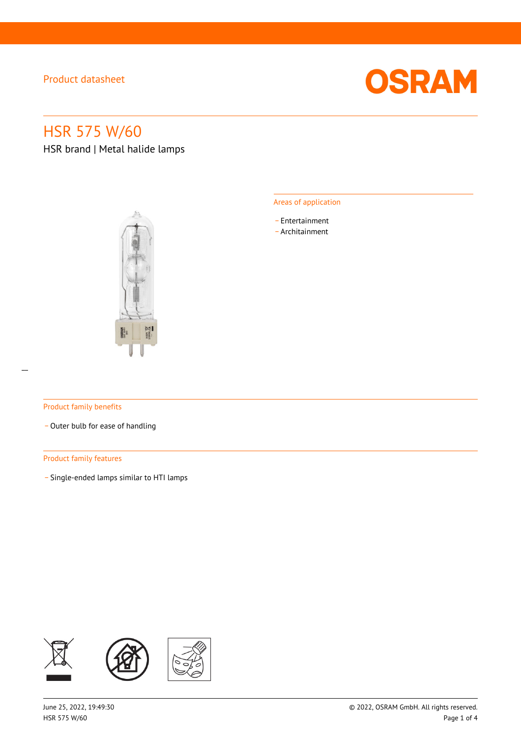Product datasheet

# HSR 575 W/60

HSR brand | Metal halide lamps

## Areas of application

- Entertainment
- Architainment

## Product family benefits

- Outer bulb for ease of handling

## Product family features

- Single-ended lamps similar to HTI lamps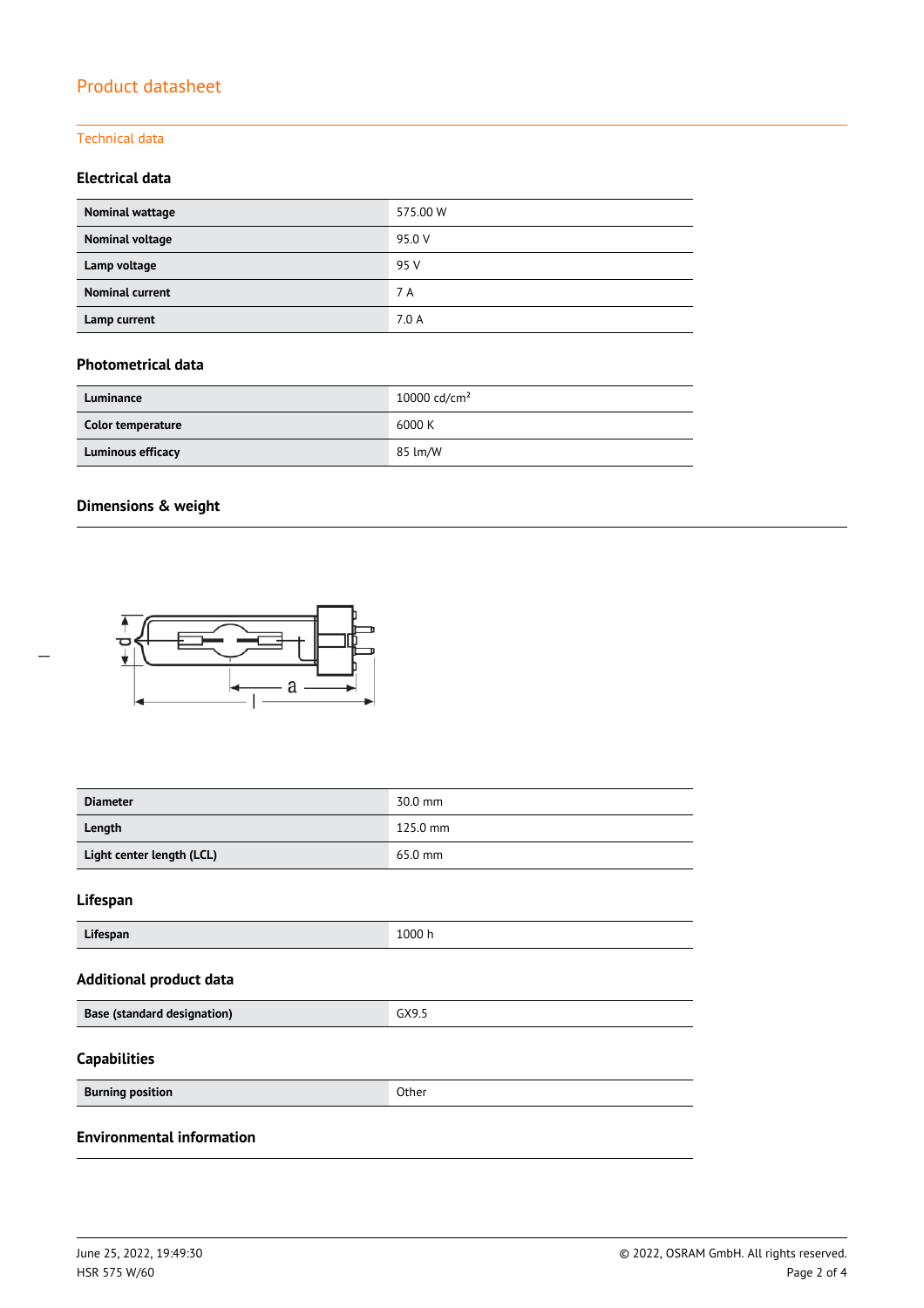# Product datasheet

## Technical data

### Electrical data

| | |
|---|---|
| **Nominal wattage** | 575.00 W |
| **Nominal voltage** | 95.0 V |
| **Lamp voltage** | 95 V |
| **Nominal current** | 7 A |
| **Lamp current** | 7.0 A |

### Photometrical data

| | |
|---|---|
| **Luminance** | 10000 cd/cm² |
| **Color temperature** | 6000 K |
| **Luminous efficacy** | 85 lm/W |

### Dimensions & weight

| | |
|---|---|
| **Diameter** | 30.0 mm |
| **Length** | 125.0 mm |
| **Light center length (LCL)** | 65.0 mm |

### Lifespan

| | |
|---|---|
| **Lifespan** | 1000 h |

### Additional product data

| | |
|---|---|
| **Base (standard designation)** | GX9.5 |

### Capabilities

| | |
|---|---|
| **Burning position** | Other |

### Environmental information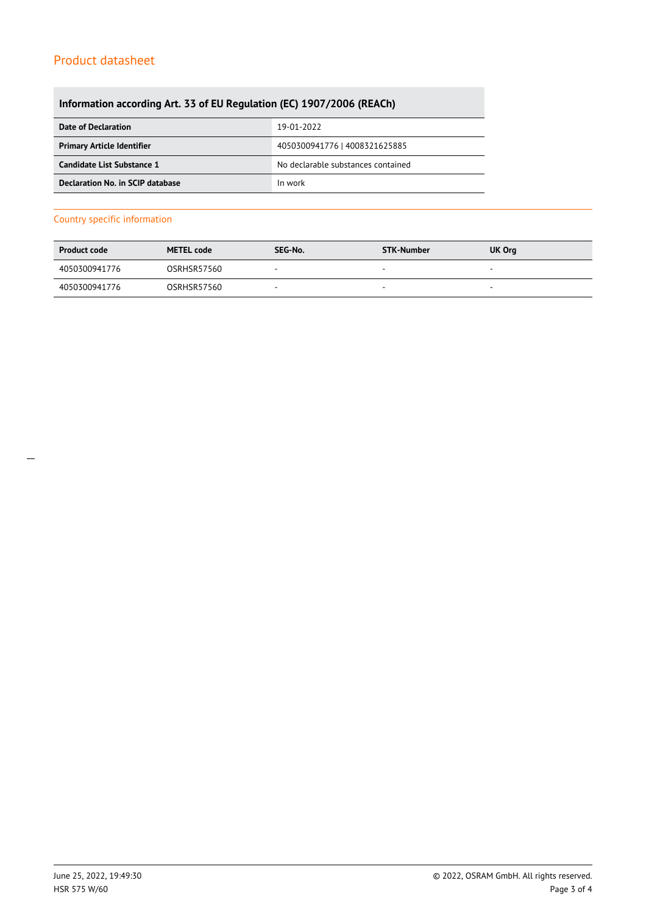## Information according Art. 33 of EU Regulation (EC) 1907/2006 (REACh)

| | |
|---|---|
| **Date of Declaration** | 19-01-2022 |
| **Primary Article Identifier** | 4050300941776 \| 4008321625885 |
| **Candidate List Substance 1** | No declarable substances contained |
| **Declaration No. in SCIP database** | In work |

### Country specific information

| Product code | METEL code | SEG-No. | STK-Number | UK Org |
|---|---|---|---|---|
| 4050300941776 | OSRHSR57560 | - | - | - |
| 4050300941776 | OSRHSR57560 | - | - | - |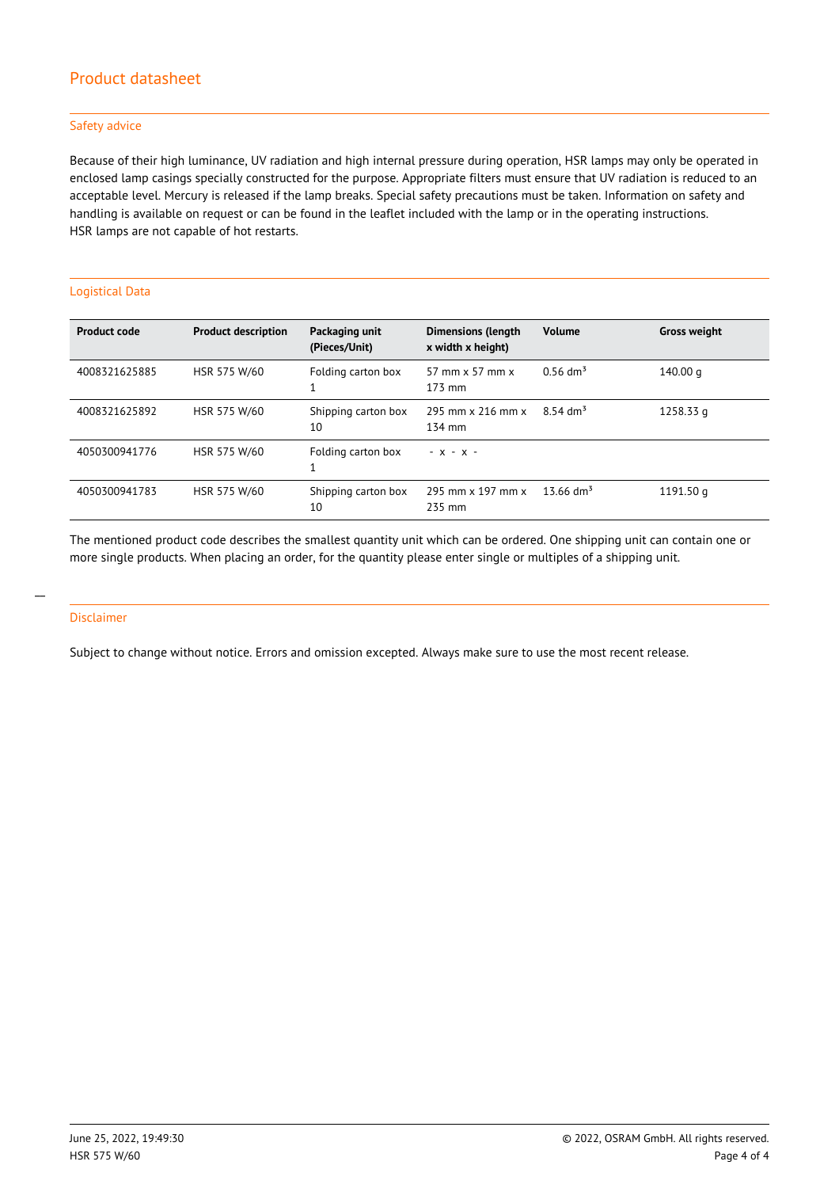# Product datasheet

## Safety advice

Because of their high luminance, UV radiation and high internal pressure during operation, HSR lamps may only be operated in enclosed lamp casings specially constructed for the purpose. Appropriate filters must ensure that UV radiation is reduced to an acceptable level. Mercury is released if the lamp breaks. Special safety precautions must be taken. Information on safety and handling is available on request or can be found in the leaflet included with the lamp or in the operating instructions.
HSR lamps are not capable of hot restarts.

## Logistical Data

| Product code | Product description | Packaging unit (Pieces/Unit) | Dimensions (length x width x height) | Volume | Gross weight |
|---|---|---|---|---|---|
| 4008321625885 | HSR 575 W/60 | Folding carton box 1 | 57 mm x 57 mm x 173 mm | 0.56 dm³ | 140.00 g |
| 4008321625892 | HSR 575 W/60 | Shipping carton box 10 | 295 mm x 216 mm x 134 mm | 8.54 dm³ | 1258.33 g |
| 4050300941776 | HSR 575 W/60 | Folding carton box 1 | - x - x - | | |
| 4050300941783 | HSR 575 W/60 | Shipping carton box 10 | 295 mm x 197 mm x 235 mm | 13.66 dm³ | 1191.50 g |

The mentioned product code describes the smallest quantity unit which can be ordered. One shipping unit can contain one or more single products. When placing an order, for the quantity please enter single or multiples of a shipping unit.

## Disclaimer

Subject to change without notice. Errors and omission excepted. Always make sure to use the most recent release.